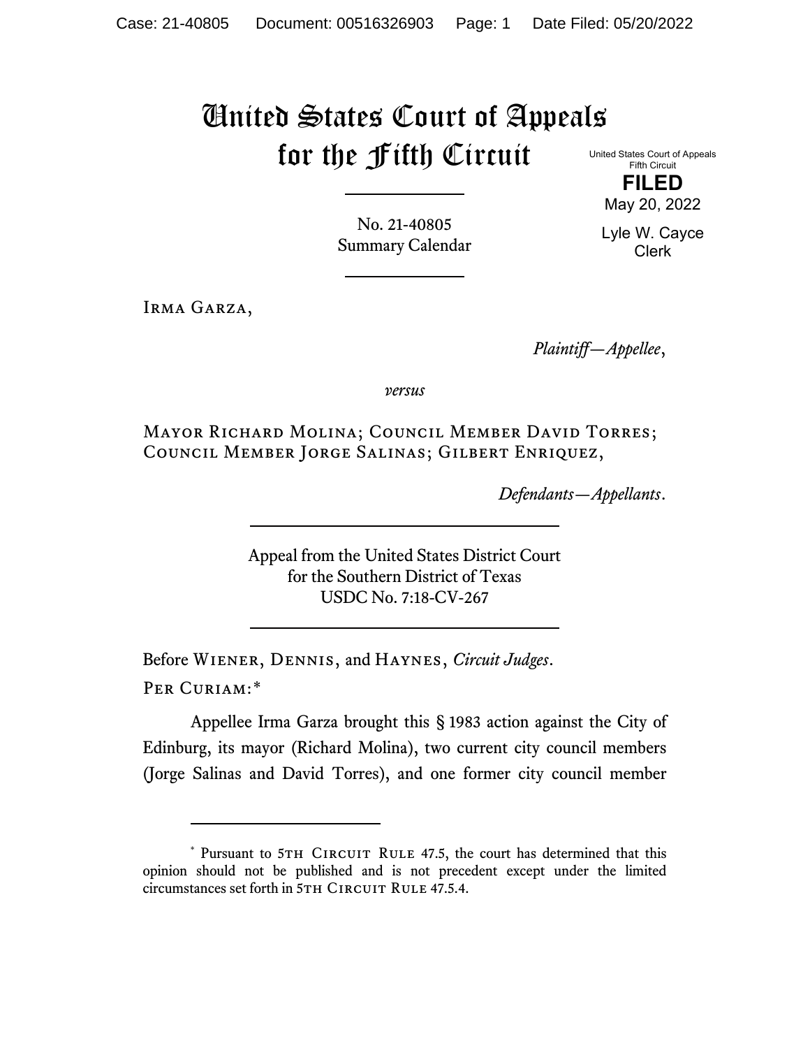# United States Court of Appeals for the Fifth Circuit

United States Court of Appeals
Fifth Circuit

**FILED**

May 20, 2022

Lyle W. Cayce
Clerk

No. 21-40805
Summary Calendar

Irma Garza,

*Plaintiff—Appellee*,

*versus*

Mayor Richard Molina; Council Member David Torres; Council Member Jorge Salinas; Gilbert Enriquez,

*Defendants—Appellants*.

Appeal from the United States District Court
for the Southern District of Texas
USDC No. 7:18-CV-267

Before Wiener, Dennis, and Haynes, *Circuit Judges*.

Per Curiam:*

Appellee Irma Garza brought this § 1983 action against the City of Edinburg, its mayor (Richard Molina), two current city council members (Jorge Salinas and David Torres), and one former city council member

---

\* Pursuant to 5th Circuit Rule 47.5, the court has determined that this opinion should not be published and is not precedent except under the limited circumstances set forth in 5th Circuit Rule 47.5.4.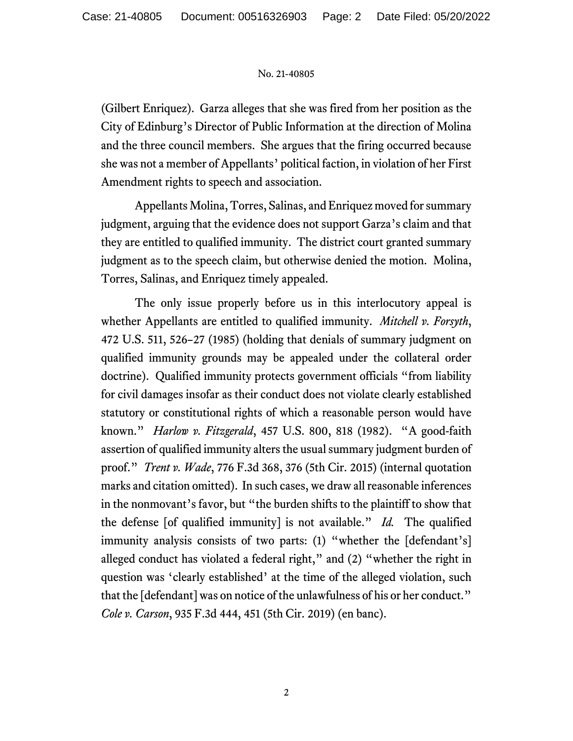(Gilbert Enriquez). Garza alleges that she was fired from her position as the City of Edinburg's Director of Public Information at the direction of Molina and the three council members. She argues that the firing occurred because she was not a member of Appellants' political faction, in violation of her First Amendment rights to speech and association.

Appellants Molina, Torres, Salinas, and Enriquez moved for summary judgment, arguing that the evidence does not support Garza's claim and that they are entitled to qualified immunity. The district court granted summary judgment as to the speech claim, but otherwise denied the motion. Molina, Torres, Salinas, and Enriquez timely appealed.

The only issue properly before us in this interlocutory appeal is whether Appellants are entitled to qualified immunity. *Mitchell v. Forsyth*, 472 U.S. 511, 526–27 (1985) (holding that denials of summary judgment on qualified immunity grounds may be appealed under the collateral order doctrine). Qualified immunity protects government officials "from liability for civil damages insofar as their conduct does not violate clearly established statutory or constitutional rights of which a reasonable person would have known." *Harlow v. Fitzgerald*, 457 U.S. 800, 818 (1982). "A good-faith assertion of qualified immunity alters the usual summary judgment burden of proof." *Trent v. Wade*, 776 F.3d 368, 376 (5th Cir. 2015) (internal quotation marks and citation omitted). In such cases, we draw all reasonable inferences in the nonmovant's favor, but "the burden shifts to the plaintiff to show that the defense [of qualified immunity] is not available." *Id.* The qualified immunity analysis consists of two parts: (1) "whether the [defendant's] alleged conduct has violated a federal right," and (2) "whether the right in question was 'clearly established' at the time of the alleged violation, such that the [defendant] was on notice of the unlawfulness of his or her conduct." *Cole v. Carson*, 935 F.3d 444, 451 (5th Cir. 2019) (en banc).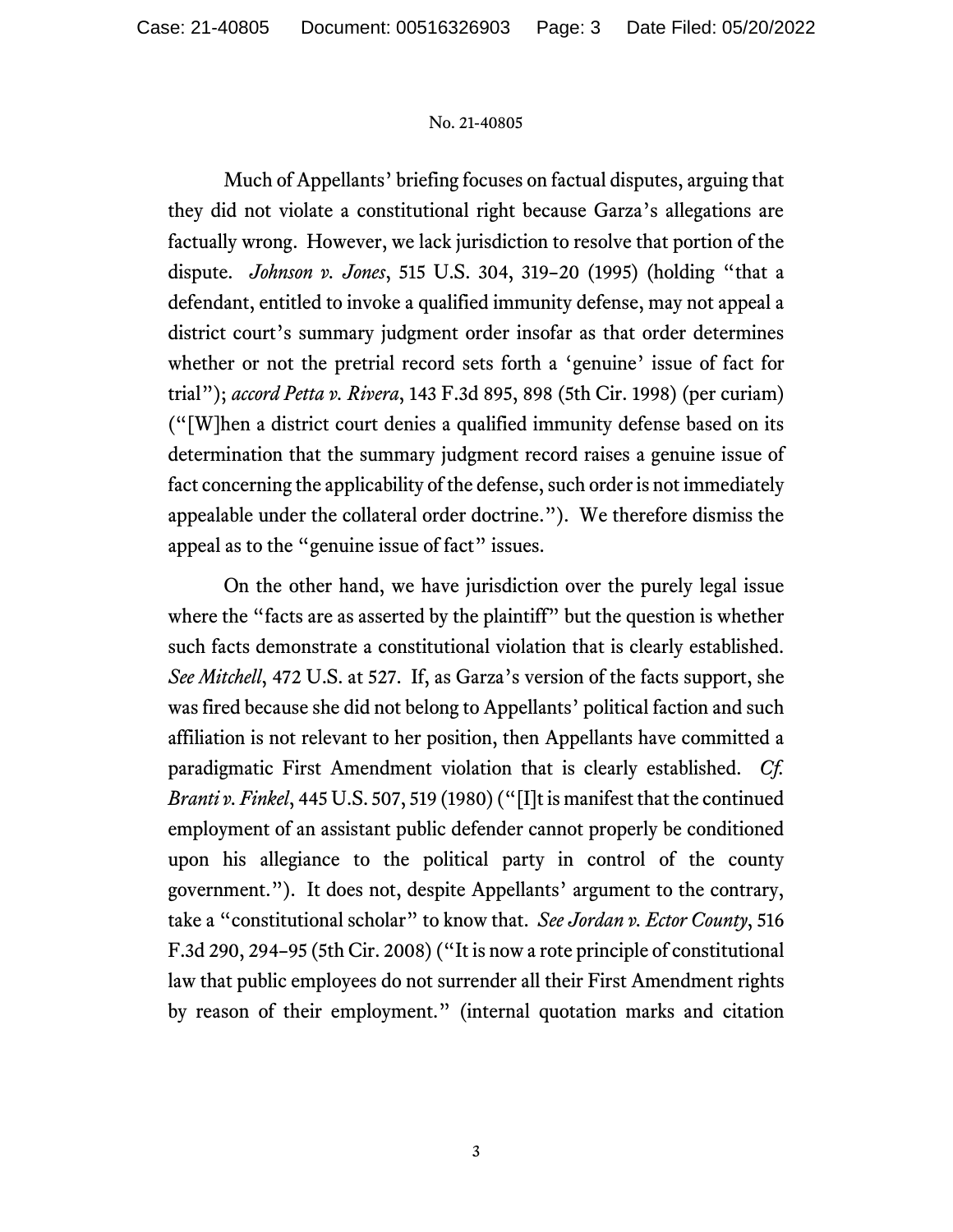Much of Appellants' briefing focuses on factual disputes, arguing that they did not violate a constitutional right because Garza's allegations are factually wrong. However, we lack jurisdiction to resolve that portion of the dispute. *Johnson v. Jones*, 515 U.S. 304, 319–20 (1995) (holding "that a defendant, entitled to invoke a qualified immunity defense, may not appeal a district court's summary judgment order insofar as that order determines whether or not the pretrial record sets forth a 'genuine' issue of fact for trial"); *accord Petta v. Rivera*, 143 F.3d 895, 898 (5th Cir. 1998) (per curiam) ("[W]hen a district court denies a qualified immunity defense based on its determination that the summary judgment record raises a genuine issue of fact concerning the applicability of the defense, such order is not immediately appealable under the collateral order doctrine."). We therefore dismiss the appeal as to the "genuine issue of fact" issues.

On the other hand, we have jurisdiction over the purely legal issue where the "facts are as asserted by the plaintiff" but the question is whether such facts demonstrate a constitutional violation that is clearly established. *See Mitchell*, 472 U.S. at 527. If, as Garza's version of the facts support, she was fired because she did not belong to Appellants' political faction and such affiliation is not relevant to her position, then Appellants have committed a paradigmatic First Amendment violation that is clearly established. *Cf. Branti v. Finkel*, 445 U.S. 507, 519 (1980) ("[I]t is manifest that the continued employment of an assistant public defender cannot properly be conditioned upon his allegiance to the political party in control of the county government."). It does not, despite Appellants' argument to the contrary, take a "constitutional scholar" to know that. *See Jordan v. Ector County*, 516 F.3d 290, 294–95 (5th Cir. 2008) ("It is now a rote principle of constitutional law that public employees do not surrender all their First Amendment rights by reason of their employment." (internal quotation marks and citation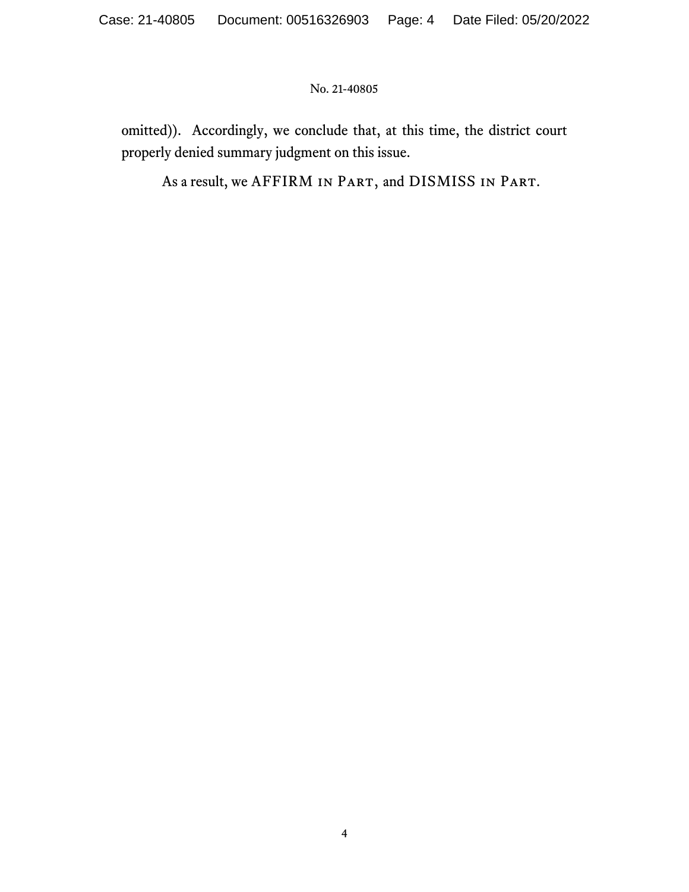omitted)). Accordingly, we conclude that, at this time, the district court properly denied summary judgment on this issue.

As a result, we AFFIRM IN PART, and DISMISS IN PART.